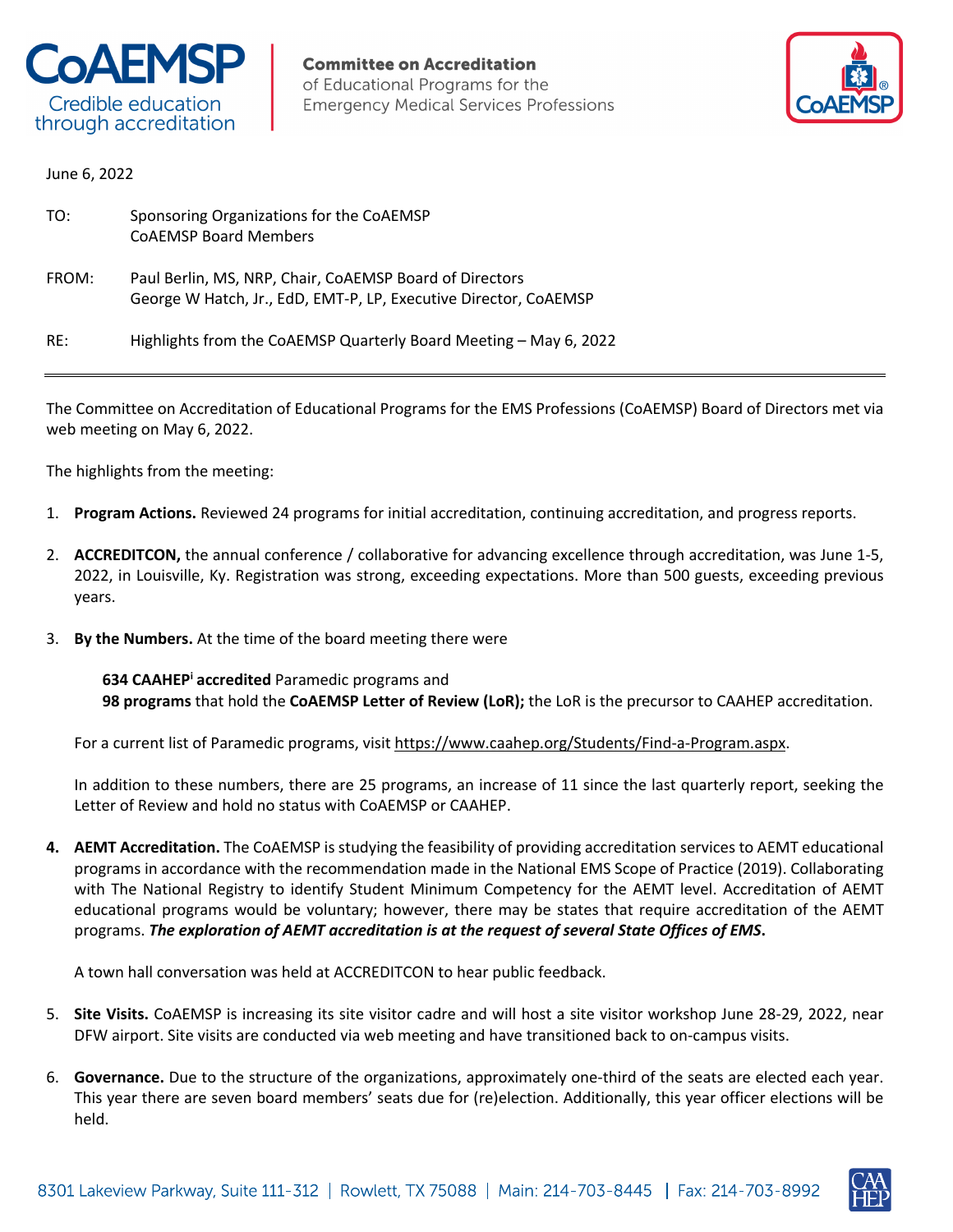**CoAEMSP**
Credible education through accreditation

**Committee on Accreditation**
of Educational Programs for the
Emergency Medical Services Professions

June 6, 2022

TO: Sponsoring Organizations for the CoAEMSP
CoAEMSP Board Members

FROM: Paul Berlin, MS, NRP, Chair, CoAEMSP Board of Directors
George W Hatch, Jr., EdD, EMT-P, LP, Executive Director, CoAEMSP

RE: Highlights from the CoAEMSP Quarterly Board Meeting – May 6, 2022

---

The Committee on Accreditation of Educational Programs for the EMS Professions (CoAEMSP) Board of Directors met via web meeting on May 6, 2022.

The highlights from the meeting:

1. **Program Actions.** Reviewed 24 programs for initial accreditation, continuing accreditation, and progress reports.

2. **ACCREDITCON,** the annual conference / collaborative for advancing excellence through accreditation, was June 1-5, 2022, in Louisville, Ky. Registration was strong, exceeding expectations. More than 500 guests, exceeding previous years.

3. **By the Numbers.** At the time of the board meeting there were

   **634 CAAHEP[i] accredited** Paramedic programs and
   **98 programs** that hold the **CoAEMSP Letter of Review (LoR);** the LoR is the precursor to CAAHEP accreditation.

   For a current list of Paramedic programs, visit https://www.caahep.org/Students/Find-a-Program.aspx.

   In addition to these numbers, there are 25 programs, an increase of 11 since the last quarterly report, seeking the Letter of Review and hold no status with CoAEMSP or CAAHEP.

4. **AEMT Accreditation.** The CoAEMSP is studying the feasibility of providing accreditation services to AEMT educational programs in accordance with the recommendation made in the National EMS Scope of Practice (2019). Collaborating with The National Registry to identify Student Minimum Competency for the AEMT level. Accreditation of AEMT educational programs would be voluntary; however, there may be states that require accreditation of the AEMT programs. ***The exploration of AEMT accreditation is at the request of several State Offices of EMS*.**

   A town hall conversation was held at ACCREDITCON to hear public feedback.

5. **Site Visits.** CoAEMSP is increasing its site visitor cadre and will host a site visitor workshop June 28-29, 2022, near DFW airport. Site visits are conducted via web meeting and have transitioned back to on-campus visits.

6. **Governance.** Due to the structure of the organizations, approximately one-third of the seats are elected each year. This year there are seven board members' seats due for (re)election. Additionally, this year officer elections will be held.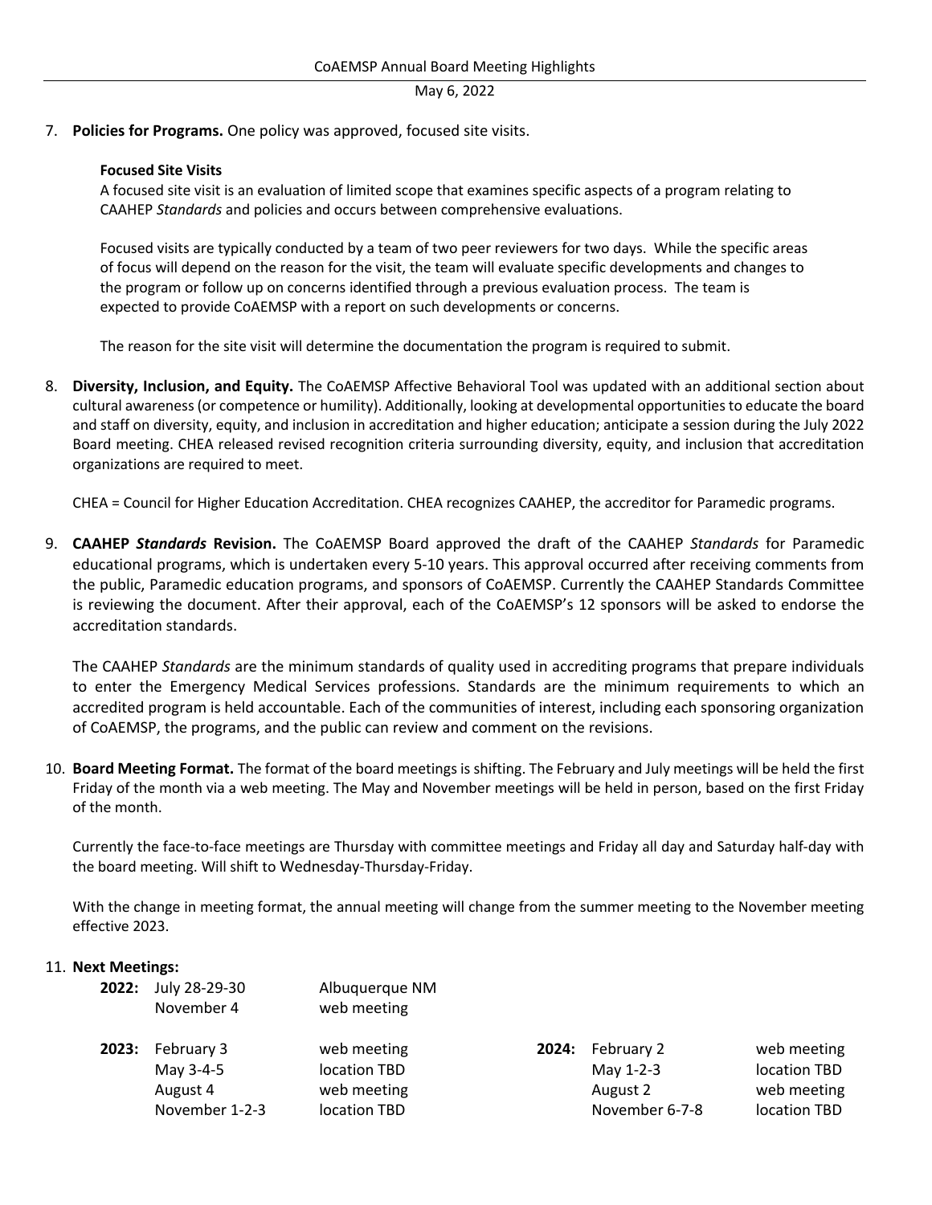7. **Policies for Programs.** One policy was approved, focused site visits.

   **Focused Site Visits**

   A focused site visit is an evaluation of limited scope that examines specific aspects of a program relating to CAAHEP *Standards* and policies and occurs between comprehensive evaluations.

   Focused visits are typically conducted by a team of two peer reviewers for two days. While the specific areas of focus will depend on the reason for the visit, the team will evaluate specific developments and changes to the program or follow up on concerns identified through a previous evaluation process. The team is expected to provide CoAEMSP with a report on such developments or concerns.

   The reason for the site visit will determine the documentation the program is required to submit.

8. **Diversity, Inclusion, and Equity.** The CoAEMSP Affective Behavioral Tool was updated with an additional section about cultural awareness (or competence or humility). Additionally, looking at developmental opportunities to educate the board and staff on diversity, equity, and inclusion in accreditation and higher education; anticipate a session during the July 2022 Board meeting. CHEA released revised recognition criteria surrounding diversity, equity, and inclusion that accreditation organizations are required to meet.

   CHEA = Council for Higher Education Accreditation. CHEA recognizes CAAHEP, the accreditor for Paramedic programs.

9. **CAAHEP *Standards* Revision.** The CoAEMSP Board approved the draft of the CAAHEP *Standards* for Paramedic educational programs, which is undertaken every 5-10 years. This approval occurred after receiving comments from the public, Paramedic education programs, and sponsors of CoAEMSP. Currently the CAAHEP Standards Committee is reviewing the document. After their approval, each of the CoAEMSP's 12 sponsors will be asked to endorse the accreditation standards.

   The CAAHEP *Standards* are the minimum standards of quality used in accrediting programs that prepare individuals to enter the Emergency Medical Services professions. Standards are the minimum requirements to which an accredited program is held accountable. Each of the communities of interest, including each sponsoring organization of CoAEMSP, the programs, and the public can review and comment on the revisions.

10. **Board Meeting Format.** The format of the board meetings is shifting. The February and July meetings will be held the first Friday of the month via a web meeting. The May and November meetings will be held in person, based on the first Friday of the month.

    Currently the face-to-face meetings are Thursday with committee meetings and Friday all day and Saturday half-day with the board meeting. Will shift to Wednesday-Thursday-Friday.

    With the change in meeting format, the annual meeting will change from the summer meeting to the November meeting effective 2023.

11. **Next Meetings:**

| Year | Date | Location |
|---|---|---|
| **2022:** | July 28-29-30 | Albuquerque NM |
| | November 4 | web meeting |
| **2023:** | February 3 | web meeting |
| | May 3-4-5 | location TBD |
| | August 4 | web meeting |
| | November 1-2-3 | location TBD |
| **2024:** | February 2 | web meeting |
| | May 1-2-3 | location TBD |
| | August 2 | web meeting |
| | November 6-7-8 | location TBD |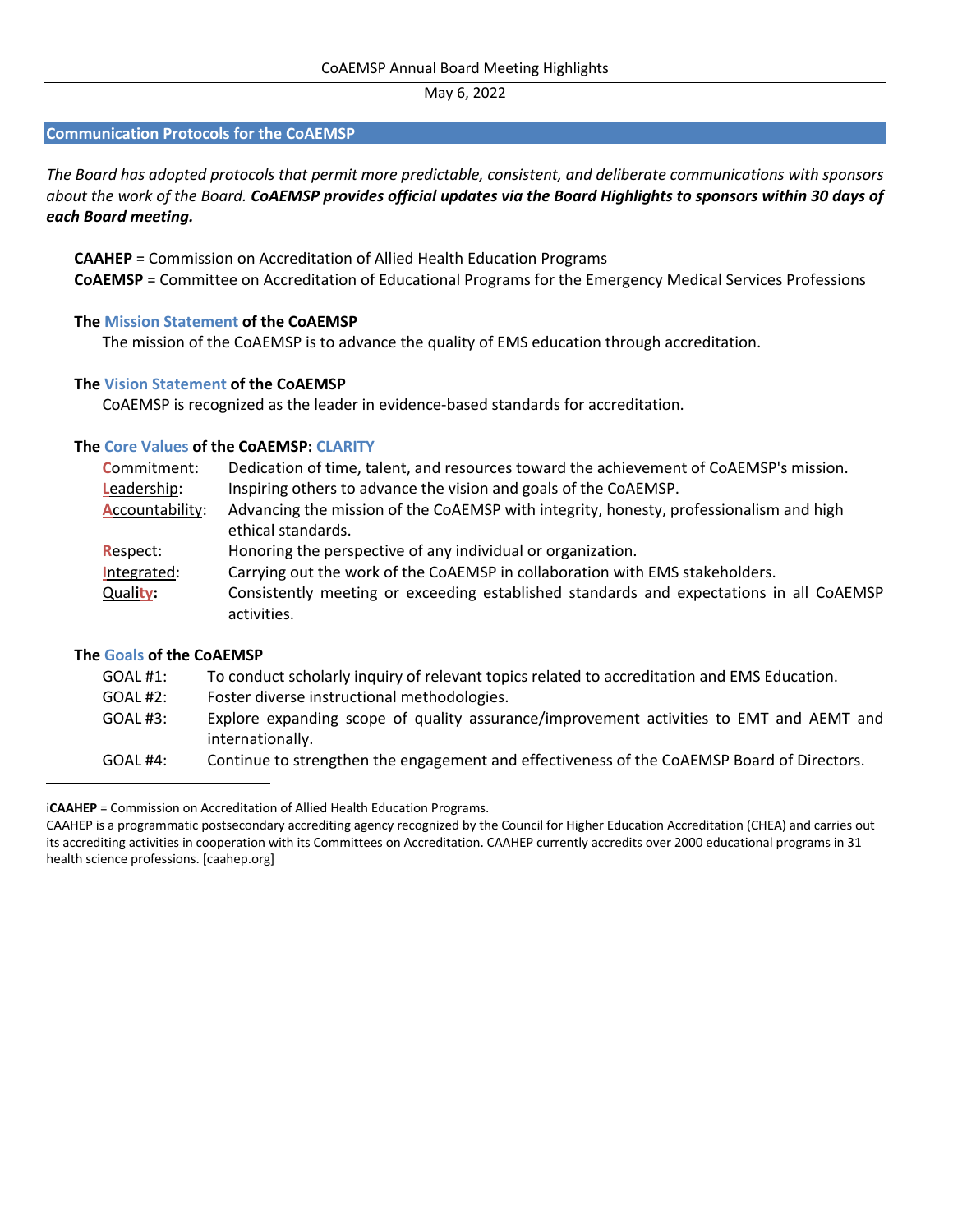## Communication Protocols for the CoAEMSP

*The Board has adopted protocols that permit more predictable, consistent, and deliberate communications with sponsors about the work of the Board.* ***CoAEMSP provides official updates via the Board Highlights to sponsors within 30 days of each Board meeting.***

**CAAHEP** = Commission on Accreditation of Allied Health Education Programs
**CoAEMSP** = Committee on Accreditation of Educational Programs for the Emergency Medical Services Professions

### The Mission Statement of the CoAEMSP

The mission of the CoAEMSP is to advance the quality of EMS education through accreditation.

### The Vision Statement of the CoAEMSP

CoAEMSP is recognized as the leader in evidence-based standards for accreditation.

### The Core Values of the CoAEMSP: CLARITY

| | |
|---|---|
| Commitment: | Dedication of time, talent, and resources toward the achievement of CoAEMSP's mission. |
| Leadership: | Inspiring others to advance the vision and goals of the CoAEMSP. |
| Accountability: | Advancing the mission of the CoAEMSP with integrity, honesty, professionalism and high ethical standards. |
| Respect: | Honoring the perspective of any individual or organization. |
| Integrated: | Carrying out the work of the CoAEMSP in collaboration with EMS stakeholders. |
| Quality: | Consistently meeting or exceeding established standards and expectations in all CoAEMSP activities. |

### The Goals of the CoAEMSP

| | |
|---|---|
| GOAL #1: | To conduct scholarly inquiry of relevant topics related to accreditation and EMS Education. |
| GOAL #2: | Foster diverse instructional methodologies. |
| GOAL #3: | Explore expanding scope of quality assurance/improvement activities to EMT and AEMT and internationally. |
| GOAL #4: | Continue to strengthen the engagement and effectiveness of the CoAEMSP Board of Directors. |

---

i**CAAHEP** = Commission on Accreditation of Allied Health Education Programs.
CAAHEP is a programmatic postsecondary accrediting agency recognized by the Council for Higher Education Accreditation (CHEA) and carries out its accrediting activities in cooperation with its Committees on Accreditation. CAAHEP currently accredits over 2000 educational programs in 31 health science professions. [caahep.org]